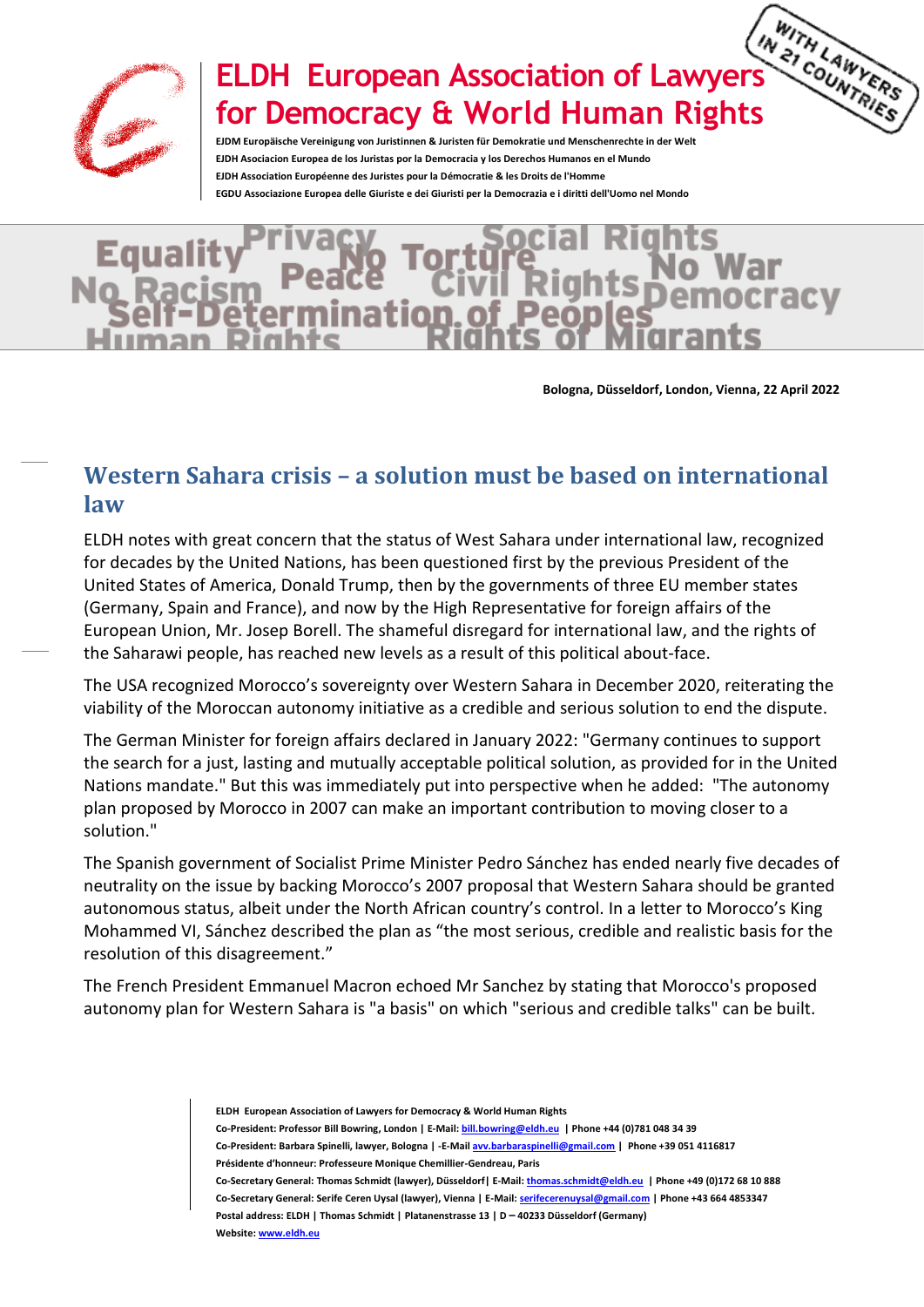# ELDH European Association of Lawyers for Democracy & World Human Rights

**EJDM Europäische Vereinigung von Juristinnen & Juristen für Demokratie und Menschenrechte in der Welt**
**EJDH Asociacion Europea de los Juristas por la Democracia y los Derechos Humanos en el Mundo**
**EJDH Association Européenne des Juristes pour la Démocratie & les Droits de l'Homme**
**EGDU Associazione Europea delle Giuriste e dei Giuristi per la Democrazia e i diritti dell'Uomo nel Mondo**

**Bologna, Düsseldorf, London, Vienna, 22 April 2022**

## Western Sahara crisis – a solution must be based on international law

ELDH notes with great concern that the status of West Sahara under international law, recognized for decades by the United Nations, has been questioned first by the previous President of the United States of America, Donald Trump, then by the governments of three EU member states (Germany, Spain and France), and now by the High Representative for foreign affairs of the European Union, Mr. Josep Borell. The shameful disregard for international law, and the rights of the Saharawi people, has reached new levels as a result of this political about-face.

The USA recognized Morocco's sovereignty over Western Sahara in December 2020, reiterating the viability of the Moroccan autonomy initiative as a credible and serious solution to end the dispute.

The German Minister for foreign affairs declared in January 2022: "Germany continues to support the search for a just, lasting and mutually acceptable political solution, as provided for in the United Nations mandate." But this was immediately put into perspective when he added: "The autonomy plan proposed by Morocco in 2007 can make an important contribution to moving closer to a solution."

The Spanish government of Socialist Prime Minister Pedro Sánchez has ended nearly five decades of neutrality on the issue by backing Morocco's 2007 proposal that Western Sahara should be granted autonomous status, albeit under the North African country's control. In a letter to Morocco's King Mohammed VI, Sánchez described the plan as "the most serious, credible and realistic basis for the resolution of this disagreement."

The French President Emmanuel Macron echoed Mr Sanchez by stating that Morocco's proposed autonomy plan for Western Sahara is "a basis" on which "serious and credible talks" can be built.

**ELDH European Association of Lawyers for Democracy & World Human Rights**
**Co-President: Professor Bill Bowring, London | E-Mail: bill.bowring@eldh.eu | Phone +44 (0)781 048 34 39**
**Co-President: Barbara Spinelli, lawyer, Bologna | -E-Mail avv.barbaraspinelli@gmail.com | Phone +39 051 4116817**
**Présidente d'honneur: Professeure Monique Chemillier-Gendreau, Paris**
**Co-Secretary General: Thomas Schmidt (lawyer), Düsseldorf| E-Mail: thomas.schmidt@eldh.eu | Phone +49 (0)172 68 10 888**
**Co-Secretary General: Serife Ceren Uysal (lawyer), Vienna | E-Mail: serifecerenuysal@gmail.com | Phone +43 664 4853347**
**Postal address: ELDH | Thomas Schmidt | Platanenstrasse 13 | D – 40233 Düsseldorf (Germany)**
**Website: www.eldh.eu**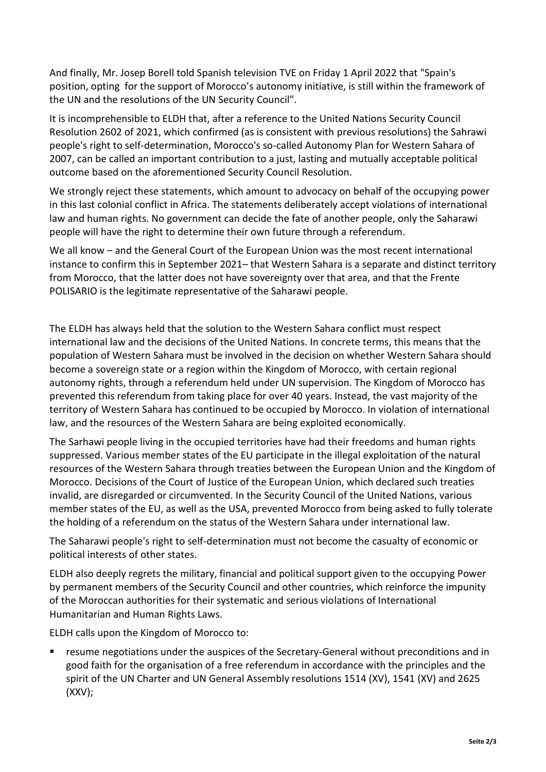And finally, Mr. Josep Borell told Spanish television TVE on Friday 1 April 2022 that "Spain's position, opting for the support of Morocco's autonomy initiative, is still within the framework of the UN and the resolutions of the UN Security Council".

It is incomprehensible to ELDH that, after a reference to the United Nations Security Council Resolution 2602 of 2021, which confirmed (as is consistent with previous resolutions) the Sahrawi people's right to self-determination, Morocco's so-called Autonomy Plan for Western Sahara of 2007, can be called an important contribution to a just, lasting and mutually acceptable political outcome based on the aforementioned Security Council Resolution.

We strongly reject these statements, which amount to advocacy on behalf of the occupying power in this last colonial conflict in Africa. The statements deliberately accept violations of international law and human rights. No government can decide the fate of another people, only the Saharawi people will have the right to determine their own future through a referendum.

We all know – and the General Court of the European Union was the most recent international instance to confirm this in September 2021– that Western Sahara is a separate and distinct territory from Morocco, that the latter does not have sovereignty over that area, and that the Frente POLISARIO is the legitimate representative of the Saharawi people.

The ELDH has always held that the solution to the Western Sahara conflict must respect international law and the decisions of the United Nations. In concrete terms, this means that the population of Western Sahara must be involved in the decision on whether Western Sahara should become a sovereign state or a region within the Kingdom of Morocco, with certain regional autonomy rights, through a referendum held under UN supervision. The Kingdom of Morocco has prevented this referendum from taking place for over 40 years. Instead, the vast majority of the territory of Western Sahara has continued to be occupied by Morocco. In violation of international law, and the resources of the Western Sahara are being exploited economically.

The Sarhawi people living in the occupied territories have had their freedoms and human rights suppressed. Various member states of the EU participate in the illegal exploitation of the natural resources of the Western Sahara through treaties between the European Union and the Kingdom of Morocco. Decisions of the Court of Justice of the European Union, which declared such treaties invalid, are disregarded or circumvented. In the Security Council of the United Nations, various member states of the EU, as well as the USA, prevented Morocco from being asked to fully tolerate the holding of a referendum on the status of the Western Sahara under international law.

The Saharawi people's right to self-determination must not become the casualty of economic or political interests of other states.

ELDH also deeply regrets the military, financial and political support given to the occupying Power by permanent members of the Security Council and other countries, which reinforce the impunity of the Moroccan authorities for their systematic and serious violations of International Humanitarian and Human Rights Laws.

ELDH calls upon the Kingdom of Morocco to:

- resume negotiations under the auspices of the Secretary-General without preconditions and in good faith for the organisation of a free referendum in accordance with the principles and the spirit of the UN Charter and UN General Assembly resolutions 1514 (XV), 1541 (XV) and 2625 (XXV);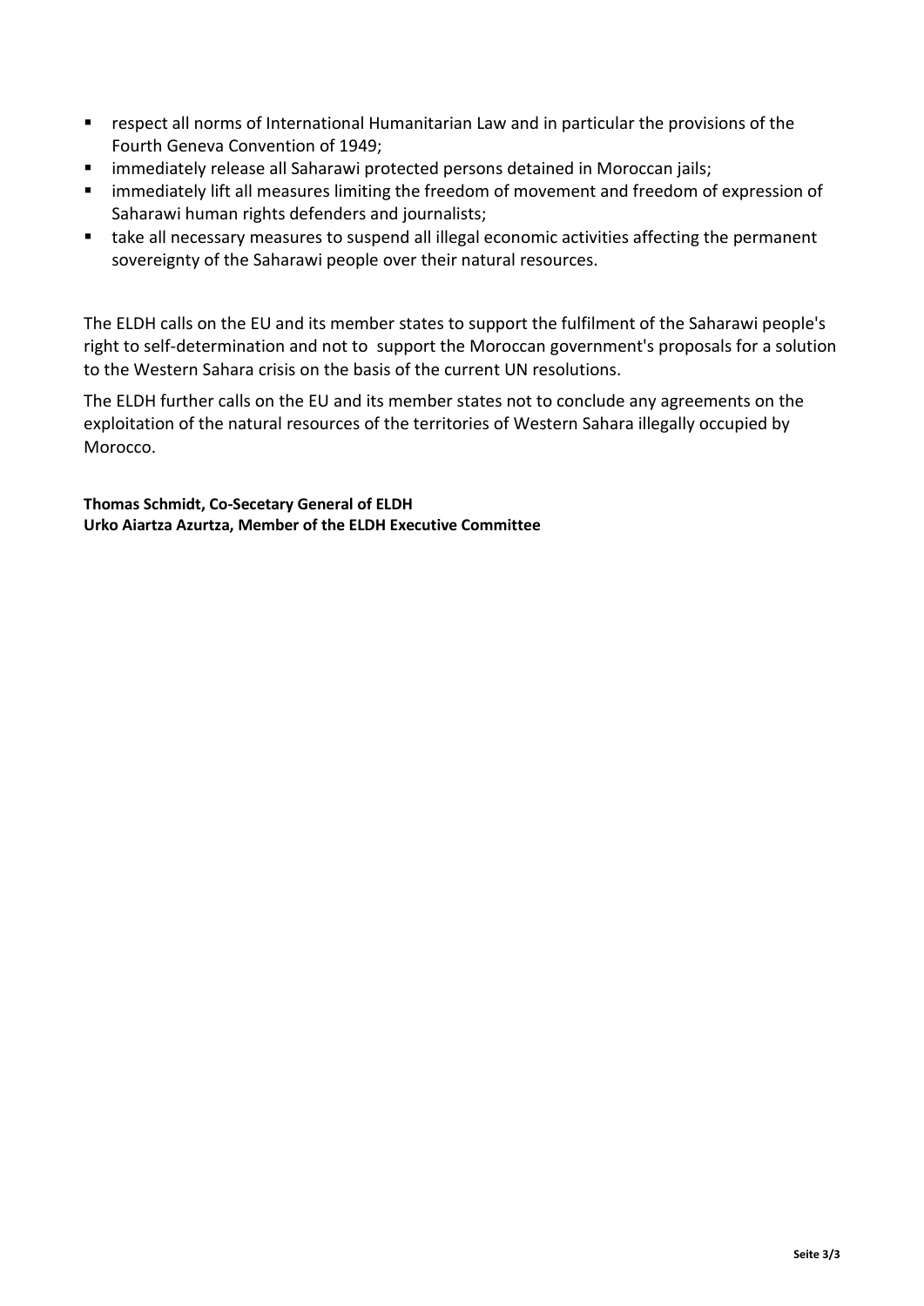- respect all norms of International Humanitarian Law and in particular the provisions of the Fourth Geneva Convention of 1949;
- immediately release all Saharawi protected persons detained in Moroccan jails;
- immediately lift all measures limiting the freedom of movement and freedom of expression of Saharawi human rights defenders and journalists;
- take all necessary measures to suspend all illegal economic activities affecting the permanent sovereignty of the Saharawi people over their natural resources.

The ELDH calls on the EU and its member states to support the fulfilment of the Saharawi people's right to self-determination and not to support the Moroccan government's proposals for a solution to the Western Sahara crisis on the basis of the current UN resolutions.

The ELDH further calls on the EU and its member states not to conclude any agreements on the exploitation of the natural resources of the territories of Western Sahara illegally occupied by Morocco.

**Thomas Schmidt, Co-Secetary General of ELDH**
**Urko Aiartza Azurtza, Member of the ELDH Executive Committee**